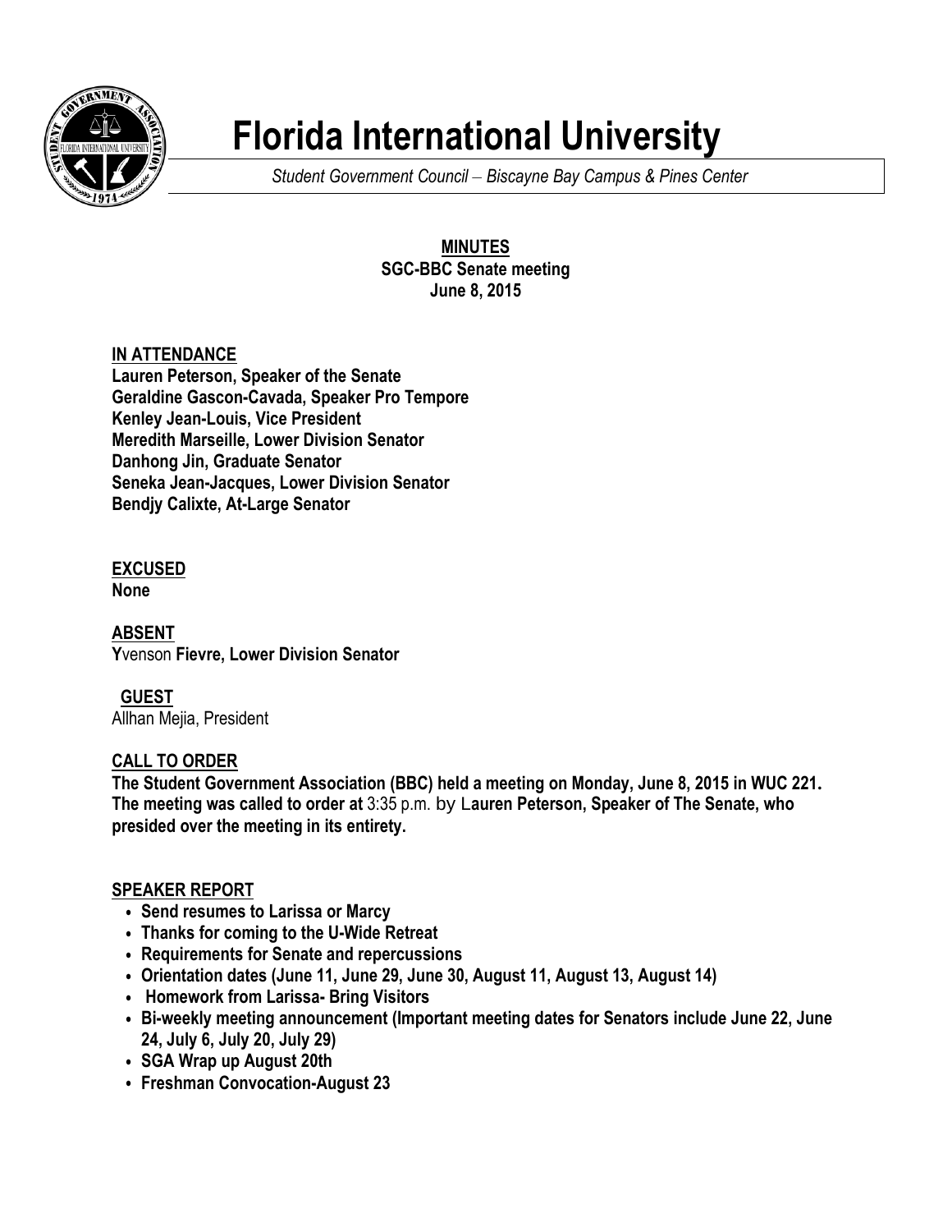# Florida International University

*Student Government Council – Biscayne Bay Campus & Pines Center*

**MINUTES**
**SGC-BBC Senate meeting**
**June 8, 2015**

## IN ATTENDANCE

**Lauren Peterson, Speaker of the Senate**
**Geraldine Gascon-Cavada, Speaker Pro Tempore**
**Kenley Jean-Louis, Vice President**
**Meredith Marseille, Lower Division Senator**
**Danhong Jin, Graduate Senator**
**Seneka Jean-Jacques, Lower Division Senator**
**Bendjy Calixte, At-Large Senator**

## EXCUSED

**None**

## ABSENT

**Y**venson **Fievre, Lower Division Senator**

## GUEST

Allhan Mejia, President

## CALL TO ORDER

**The Student Government Association (BBC) held a meeting on Monday, June 8, 2015 in WUC 221. The meeting was called to order at** 3:35 p.m. by L**auren Peterson, Speaker of The Senate, who presided over the meeting in its entirety.**

## SPEAKER REPORT

- **Send resumes to Larissa or Marcy**
- **Thanks for coming to the U-Wide Retreat**
- **Requirements for Senate and repercussions**
- **Orientation dates (June 11, June 29, June 30, August 11, August 13, August 14)**
- **Homework from Larissa- Bring Visitors**
- **Bi-weekly meeting announcement (Important meeting dates for Senators include June 22, June 24, July 6, July 20, July 29)**
- **SGA Wrap up August 20th**
- **Freshman Convocation-August 23**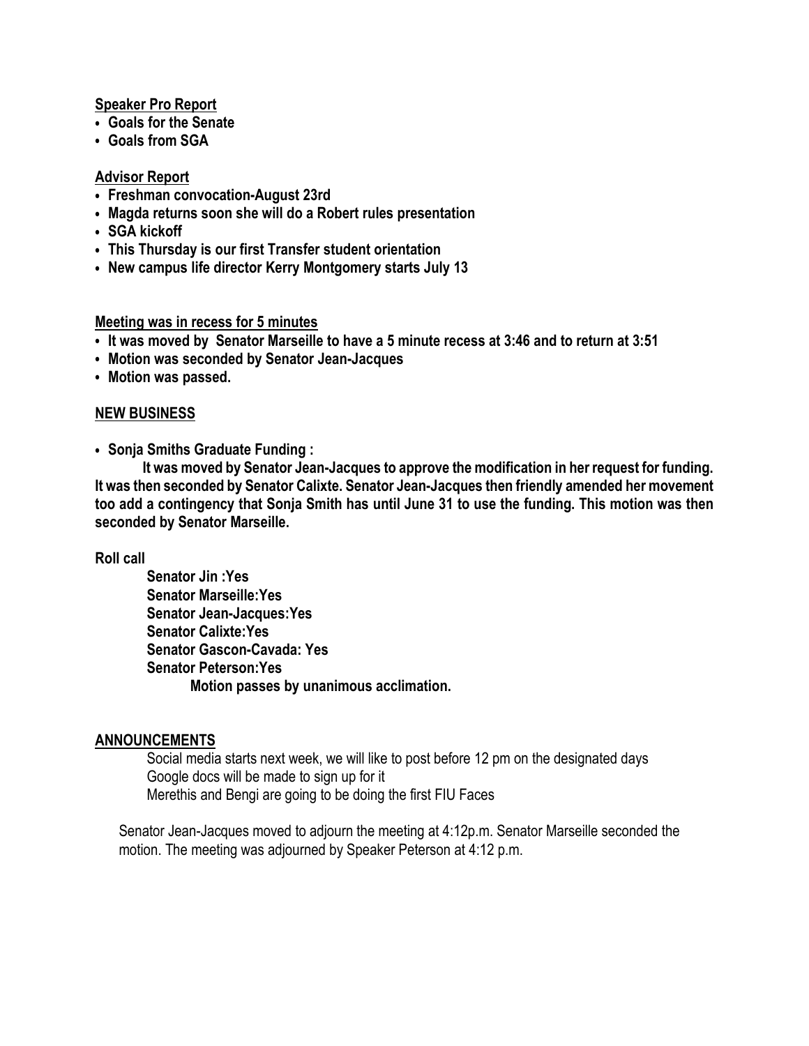**Speaker Pro Report**

- **Goals for the Senate**
- **Goals from SGA**

**Advisor Report**

- **Freshman convocation-August 23rd**
- **Magda returns soon she will do a Robert rules presentation**
- **SGA kickoff**
- **This Thursday is our first Transfer student orientation**
- **New campus life director Kerry Montgomery starts July 13**

**Meeting was in recess for 5 minutes**

- **It was moved by Senator Marseille to have a 5 minute recess at 3:46 and to return at 3:51**
- **Motion was seconded by Senator Jean-Jacques**
- **Motion was passed.**

**NEW BUSINESS**

- **Sonja Smiths Graduate Funding :**

**It was moved by Senator Jean-Jacques to approve the modification in her request for funding. It was then seconded by Senator Calixte. Senator Jean-Jacques then friendly amended her movement too add a contingency that Sonja Smith has until June 31 to use the funding. This motion was then seconded by Senator Marseille.**

**Roll call**

**Senator Jin :Yes**
**Senator Marseille:Yes**
**Senator Jean-Jacques:Yes**
**Senator Calixte:Yes**
**Senator Gascon-Cavada: Yes**
**Senator Peterson:Yes**

**Motion passes by unanimous acclimation.**

**ANNOUNCEMENTS**

Social media starts next week, we will like to post before 12 pm on the designated days
Google docs will be made to sign up for it
Merethis and Bengi are going to be doing the first FIU Faces

Senator Jean-Jacques moved to adjourn the meeting at 4:12p.m. Senator Marseille seconded the motion. The meeting was adjourned by Speaker Peterson at 4:12 p.m.